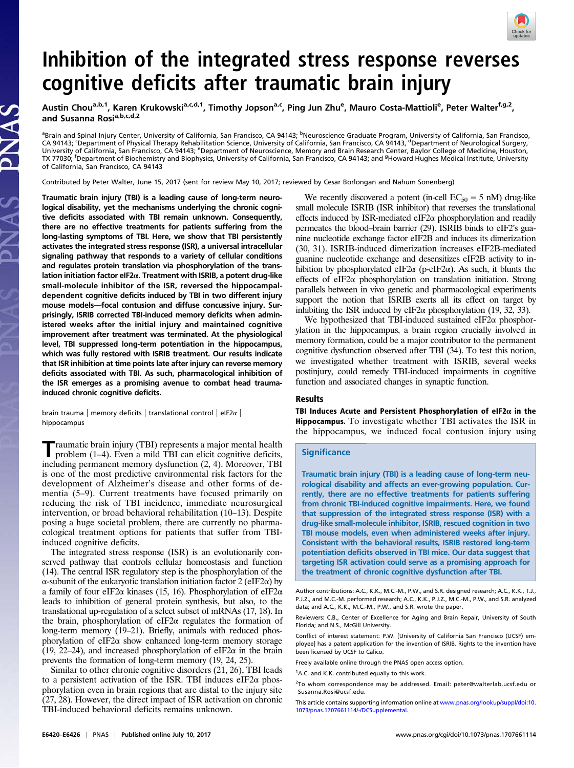# Inhibition of the integrated stress response reverses cognitive deficits after traumatic brain injury

Austin Chou[a,b,1], Karen Krukowski[a,c,d,1], Timothy Jopson[a,c], Ping Jun Zhu[e], Mauro Costa-Mattioli[e], Peter Walter[f,g,2], and Susanna Rosi[a,b,c,d,2]

[a]Brain and Spinal Injury Center, University of California, San Francisco, CA 94143; [b]Neuroscience Graduate Program, University of California, San Francisco, CA 94143; [c]Department of Physical Therapy Rehabilitation Science, University of California, San Francisco, CA 94143, [d]Department of Neurological Surgery, University of California, San Francisco, CA 94143; [e]Department of Neuroscience, Memory and Brain Research Center, Baylor College of Medicine, Houston, TX 77030; [f]Department of Biochemistry and Biophysics, University of California, San Francisco, CA 94143; and [g]Howard Hughes Medical Institute, University of California, San Francisco, CA 94143

Contributed by Peter Walter, June 15, 2017 (sent for review May 10, 2017; reviewed by Cesar Borlongan and Nahum Sonenberg)

**Traumatic brain injury (TBI) is a leading cause of long-term neurological disability, yet the mechanisms underlying the chronic cognitive deficits associated with TBI remain unknown. Consequently, there are no effective treatments for patients suffering from the long-lasting symptoms of TBI. Here, we show that TBI persistently activates the integrated stress response (ISR), a universal intracellular signaling pathway that responds to a variety of cellular conditions and regulates protein translation via phosphorylation of the translation initiation factor eIF2α. Treatment with ISRIB, a potent drug-like small-molecule inhibitor of the ISR, reversed the hippocampal-dependent cognitive deficits induced by TBI in two different injury mouse models—focal contusion and diffuse concussive injury. Surprisingly, ISRIB corrected TBI-induced memory deficits when administered weeks after the initial injury and maintained cognitive improvement after treatment was terminated. At the physiological level, TBI suppressed long-term potentiation in the hippocampus, which was fully restored with ISRIB treatment. Our results indicate that ISR inhibition at time points late after injury can reverse memory deficits associated with TBI. As such, pharmacological inhibition of the ISR emerges as a promising avenue to combat head trauma-induced chronic cognitive deficits.**

brain trauma | memory deficits | translational control | eIF2α | hippocampus

Traumatic brain injury (TBI) represents a major mental health problem (1–4). Even a mild TBI can elicit cognitive deficits, including permanent memory dysfunction (2, 4). Moreover, TBI is one of the most predictive environmental risk factors for the development of Alzheimer's disease and other forms of dementia (5–9). Current treatments have focused primarily on reducing the risk of TBI incidence, immediate neurosurgical intervention, or broad behavioral rehabilitation (10–13). Despite posing a huge societal problem, there are currently no pharmacological treatment options for patients that suffer from TBI-induced cognitive deficits.

The integrated stress response (ISR) is an evolutionarily conserved pathway that controls cellular homeostasis and function (14). The central ISR regulatory step is the phosphorylation of the α-subunit of the eukaryotic translation initiation factor 2 (eIF2α) by a family of four eIF2α kinases (15, 16). Phosphorylation of eIF2α leads to inhibition of general protein synthesis, but also, to the translational up-regulation of a select subset of mRNAs (17, 18). In the brain, phosphorylation of eIF2α regulates the formation of long-term memory (19–21). Briefly, animals with reduced phosphorylation of eIF2α show enhanced long-term memory storage (19, 22–24), and increased phosphorylation of eIF2α in the brain prevents the formation of long-term memory (19, 24, 25).

Similar to other chronic cognitive disorders (21, 26), TBI leads to a persistent activation of the ISR. TBI induces eIF2α phosphorylation even in brain regions that are distal to the injury site (27, 28). However, the direct impact of ISR activation on chronic TBI-induced behavioral deficits remains unknown.

We recently discovered a potent (in-cell $EC_{50}$ = 5 nM) drug-like small molecule ISRIB (ISR inhibitor) that reverses the translational effects induced by ISR-mediated eIF2α phosphorylation and readily permeates the blood–brain barrier (29). ISRIB binds to eIF2's guanine nucleotide exchange factor eIF2B and induces its dimerization (30, 31). ISRIB-induced dimerization increases eIF2B-mediated guanine nucleotide exchange and desensitizes eIF2B activity to inhibition by phosphorylated eIF2α (p-eIF2α). As such, it blunts the effects of eIF2α phosphorylation on translation initiation. Strong parallels between in vivo genetic and pharmacological experiments support the notion that ISRIB exerts all its effect on target by inhibiting the ISR induced by eIF2α phosphorylation (19, 32, 33).

We hypothesized that TBI-induced sustained eIF2α phosphorylation in the hippocampus, a brain region crucially involved in memory formation, could be a major contributor to the permanent cognitive dysfunction observed after TBI (34). To test this notion, we investigated whether treatment with ISRIB, several weeks postinjury, could remedy TBI-induced impairments in cognitive function and associated changes in synaptic function.

## Results

**TBI Induces Acute and Persistent Phosphorylation of eIF2α in the Hippocampus.** To investigate whether TBI activates the ISR in the hippocampus, we induced focal contusion injury using

### Significance

Traumatic brain injury (TBI) is a leading cause of long-term neurological disability and affects an ever-growing population. Currently, there are no effective treatments for patients suffering from chronic TBI-induced cognitive impairments. Here, we found that suppression of the integrated stress response (ISR) with a drug-like small-molecule inhibitor, ISRIB, rescued cognition in two TBI mouse models, even when administered weeks after injury. Consistent with the behavioral results, ISRIB restored long-term potentiation deficits observed in TBI mice. Our data suggest that targeting ISR activation could serve as a promising approach for the treatment of chronic cognitive dysfunction after TBI.

Author contributions: A.C., K.K., M.C.-M., P.W., and S.R. designed research; A.C., K.K., T.J., P.J.Z., and M.C.-M. performed research; A.C., K.K., P.J.Z., M.C.-M., P.W., and S.R. analyzed data; and A.C., K.K., M.C.-M., P.W., and S.R. wrote the paper.

Reviewers: C.B., Center of Excellence for Aging and Brain Repair, University of South Florida; and N.S., McGill University.

Conflict of interest statement: P.W. [University of California San Francisco (UCSF) employee] has a patent application for the invention of ISRIB. Rights to the invention have been licensed by UCSF to Calico.

Freely available online through the PNAS open access option.

[1]A.C. and K.K. contributed equally to this work.

[2]To whom correspondence may be addressed. Email: peter@walterlab.ucsf.edu or Susanna.Rosi@ucsf.edu.

This article contains supporting information online at www.pnas.org/lookup/suppl/doi:10.1073/pnas.1707661114/-/DCSupplemental.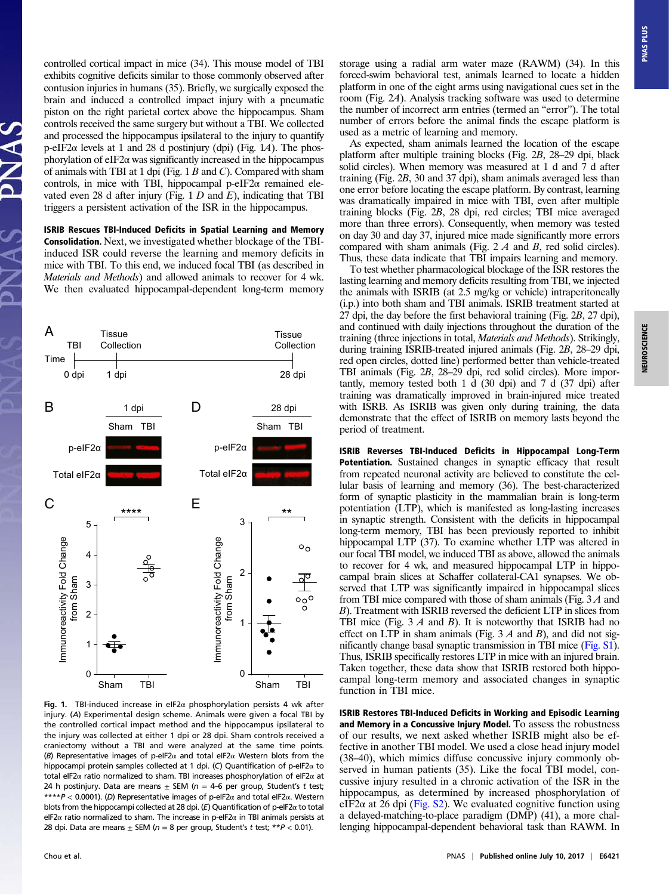controlled cortical impact in mice (34). This mouse model of TBI exhibits cognitive deficits similar to those commonly observed after contusion injuries in humans (35). Briefly, we surgically exposed the brain and induced a controlled impact injury with a pneumatic piston on the right parietal cortex above the hippocampus. Sham controls received the same surgery but without a TBI. We collected and processed the hippocampus ipsilateral to the injury to quantify p-eIF2α levels at 1 and 28 d postinjury (dpi) (Fig. 1*A*). The phosphorylation of eIF2α was significantly increased in the hippocampus of animals with TBI at 1 dpi (Fig. 1 *B* and *C*). Compared with sham controls, in mice with TBI, hippocampal p-eIF2α remained elevated even 28 d after injury (Fig. 1 *D* and *E*), indicating that TBI triggers a persistent activation of the ISR in the hippocampus.

**ISRIB Rescues TBI-Induced Deficits in Spatial Learning and Memory Consolidation.** Next, we investigated whether blockage of the TBI-induced ISR could reverse the learning and memory deficits in mice with TBI. To this end, we induced focal TBI (as described in *Materials and Methods*) and allowed animals to recover for 4 wk. We then evaluated hippocampal-dependent long-term memory storage using a radial arm water maze (RAWM) (34). In this forced-swim behavioral test, animals learned to locate a hidden platform in one of the eight arms using navigational cues set in the room (Fig. 2*A*). Analysis tracking software was used to determine the number of incorrect arm entries (termed an "error"). The total number of errors before the animal finds the escape platform is used as a metric of learning and memory.

As expected, sham animals learned the location of the escape platform after multiple training blocks (Fig. 2*B*, 28–29 dpi, black solid circles). When memory was measured at 1 d and 7 d after training (Fig. 2*B*, 30 and 37 dpi), sham animals averaged less than one error before locating the escape platform. By contrast, learning was dramatically impaired in mice with TBI, even after multiple training blocks (Fig. 2*B*, 28 dpi, red circles; TBI mice averaged more than three errors). Consequently, when memory was tested on day 30 and day 37, injured mice made significantly more errors compared with sham animals (Fig. 2 *A* and *B*, red solid circles). Thus, these data indicate that TBI impairs learning and memory.

To test whether pharmacological blockage of the ISR restores the lasting learning and memory deficits resulting from TBI, we injected the animals with ISRIB (at 2.5 mg/kg or vehicle) intraperitoneally (i.p.) into both sham and TBI animals. ISRIB treatment started at 27 dpi, the day before the first behavioral training (Fig. 2*B*, 27 dpi), and continued with daily injections throughout the duration of the training (three injections in total, *Materials and Methods*). Strikingly, during training ISRIB-treated injured animals (Fig. 2*B*, 28–29 dpi, red open circles, dotted line) performed better than vehicle-treated TBI animals (Fig. 2*B*, 28–29 dpi, red solid circles). More importantly, memory tested both 1 d (30 dpi) and 7 d (37 dpi) after training was dramatically improved in brain-injured mice treated with ISRB. As ISRIB was given only during training, the data demonstrate that the effect of ISRIB on memory lasts beyond the period of treatment.

**ISRIB Reverses TBI-Induced Deficits in Hippocampal Long-Term Potentiation.** Sustained changes in synaptic efficacy that result from repeated neuronal activity are believed to constitute the cellular basis of learning and memory (36). The best-characterized form of synaptic plasticity in the mammalian brain is long-term potentiation (LTP), which is manifested as long-lasting increases in synaptic strength. Consistent with the deficits in hippocampal long-term memory, TBI has been previously reported to inhibit hippocampal LTP (37). To examine whether LTP was altered in our focal TBI model, we induced TBI as above, allowed the animals to recover for 4 wk, and measured hippocampal LTP in hippocampal brain slices at Schaffer collateral-CA1 synapses. We observed that LTP was significantly impaired in hippocampal slices from TBI mice compared with those of sham animals (Fig. 3 *A* and *B*). Treatment with ISRIB reversed the deficient LTP in slices from TBI mice (Fig. 3 *A* and *B*). It is noteworthy that ISRIB had no effect on LTP in sham animals (Fig. 3 *A* and *B*), and did not significantly change basal synaptic transmission in TBI mice (Fig. S1). Thus, ISRIB specifically restores LTP in mice with an injured brain. Taken together, these data show that ISRIB restored both hippocampal long-term memory and associated changes in synaptic function in TBI mice.

**ISRIB Restores TBI-Induced Deficits in Working and Episodic Learning and Memory in a Concussive Injury Model.** To assess the robustness of our results, we next asked whether ISRIB might also be effective in another TBI model. We used a close head injury model (38–40), which mimics diffuse concussive injury commonly observed in human patients (35). Like the focal TBI model, concussive injury resulted in a chronic activation of the ISR in the hippocampus, as determined by increased phosphorylation of eIF2α at 26 dpi (Fig. S2). We evaluated cognitive function using a delayed-matching-to-place paradigm (DMP) (41), a more challenging hippocampal-dependent behavioral task than RAWM. In

**Fig. 1.** TBI-induced increase in eIF2α phosphorylation persists 4 wk after injury. (*A*) Experimental design scheme. Animals were given a focal TBI by the controlled cortical impact method and the hippocampus ipsilateral to the injury was collected at either 1 dpi or 28 dpi. Sham controls received a craniectomy without a TBI and were analyzed at the same time points. (*B*) Representative images of p-eIF2α and total eIF2α Western blots from the hippocampi protein samples collected at 1 dpi. (*C*) Quantification of p-eIF2α to total eIF2α ratio normalized to sham. TBI increases phosphorylation of eIF2α at 24 h postinjury. Data are means ± SEM ($n$ = 4–6 per group, Student's $t$ test; ****$P < 0.0001$). (*D*) Representative images of p-eIF2α and total eIF2α. Western blots from the hippocampi collected at 28 dpi. (*E*) Quantification of p-eIF2α to total eIF2α ratio normalized to sham. The increase in p-eIF2α in TBI animals persists at 28 dpi. Data are means ± SEM ($n$ = 8 per group, Student's $t$ test; **$P < 0.01$).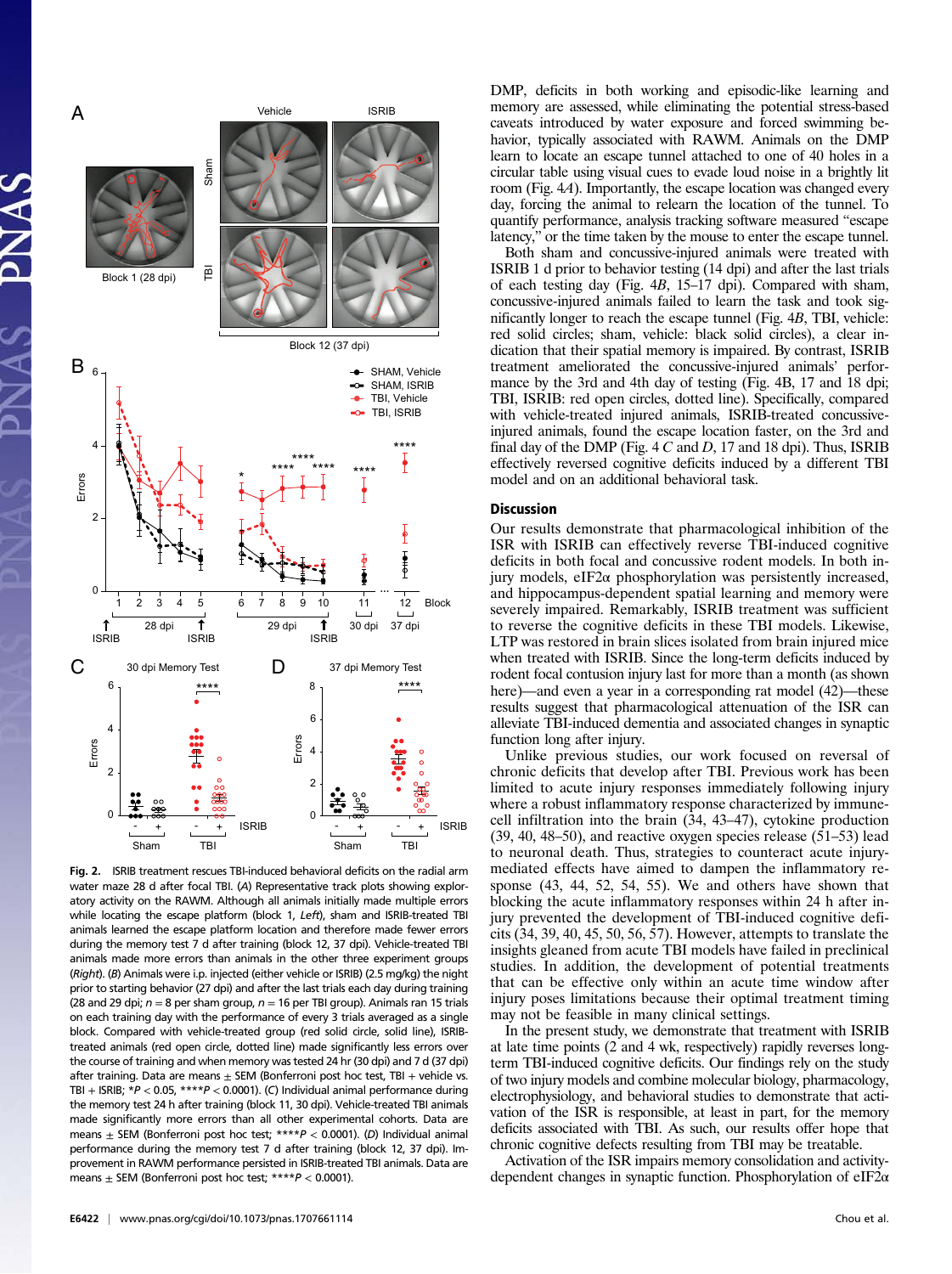Fig. 2. ISRIB treatment rescues TBI-induced behavioral deficits on the radial arm water maze 28 d after focal TBI. (*A*) Representative track plots showing exploratory activity on the RAWM. Although all animals initially made multiple errors while locating the escape platform (block 1, *Left*), sham and ISRIB-treated TBI animals learned the escape platform location and therefore made fewer errors during the memory test 7 d after training (block 12, 37 dpi). Vehicle-treated TBI animals made more errors than animals in the other three experiment groups (*Right*). (*B*) Animals were i.p. injected (either vehicle or ISRIB) (2.5 mg/kg) the night prior to starting behavior (27 dpi) and after the last trials each day during training (28 and 29 dpi; $n = 8$ per sham group, $n = 16$ per TBI group). Animals ran 15 trials on each training day with the performance of every 3 trials averaged as a single block. Compared with vehicle-treated group (red solid circle, solid line), ISRIB-treated animals (red open circle, dotted line) made significantly less errors over the course of training and when memory was tested 24 hr (30 dpi) and 7 d (37 dpi) after training. Data are means ± SEM (Bonferroni post hoc test, TBI + vehicle vs. TBI + ISRIB; \*$P < 0.05$, \*\*\*\*$P < 0.0001$). (*C*) Individual animal performance during the memory test 24 h after training (block 11, 30 dpi). Vehicle-treated TBI animals made more errors than all other experimental cohorts. Data are means ± SEM (Bonferroni post hoc test; \*\*\*\*$P < 0.0001$). (*D*) Individual animal performance during the memory test 7 d after training (block 12, 37 dpi). Improvement in RAWM performance persisted in ISRIB-treated TBI animals. Data are means ± SEM (Bonferroni post hoc test; \*\*\*\*$P < 0.0001$).

DMP, deficits in both working and episodic-like learning and memory are assessed, while eliminating the potential stress-based caveats introduced by water exposure and forced swimming behavior, typically associated with RAWM. Animals on the DMP learn to locate an escape tunnel attached to one of 40 holes in a circular table using visual cues to evade loud noise in a brightly lit room (Fig. 4*A*). Importantly, the escape location was changed every day, forcing the animal to relearn the location of the tunnel. To quantify performance, analysis tracking software measured "escape latency," or the time taken by the mouse to enter the escape tunnel.

Both sham and concussive-injured animals were treated with ISRIB 1 d prior to behavior testing (14 dpi) and after the last trials of each testing day (Fig. 4*B*, 15–17 dpi). Compared with sham, concussive-injured animals failed to learn the task and took significantly longer to reach the escape tunnel (Fig. 4*B*, TBI, vehicle: red solid circles; sham, vehicle: black solid circles), a clear indication that their spatial memory is impaired. By contrast, ISRIB treatment ameliorated the concussive-injured animals' performance by the 3rd and 4th day of testing (Fig. 4B, 17 and 18 dpi; TBI, ISRIB: red open circles, dotted line). Specifically, compared with vehicle-treated injured animals, ISRIB-treated concussive-injured animals, found the escape location faster, on the 3rd and final day of the DMP (Fig. 4 *C* and *D*, 17 and 18 dpi). Thus, ISRIB effectively reversed cognitive deficits induced by a different TBI model and on an additional behavioral task.

## Discussion

Our results demonstrate that pharmacological inhibition of the ISR with ISRIB can effectively reverse TBI-induced cognitive deficits in both focal and concussive rodent models. In both injury models, eIF2α phosphorylation was persistently increased, and hippocampus-dependent spatial learning and memory were severely impaired. Remarkably, ISRIB treatment was sufficient to reverse the cognitive deficits in these TBI models. Likewise, LTP was restored in brain slices isolated from brain injured mice when treated with ISRIB. Since the long-term deficits induced by rodent focal contusion injury last for more than a month (as shown here)—and even a year in a corresponding rat model (42)—these results suggest that pharmacological attenuation of the ISR can alleviate TBI-induced dementia and associated changes in synaptic function long after injury.

Unlike previous studies, our work focused on reversal of chronic deficits that develop after TBI. Previous work has been limited to acute injury responses immediately following injury where a robust inflammatory response characterized by immune-cell infiltration into the brain (34, 43–47), cytokine production (39, 40, 48–50), and reactive oxygen species release (51–53) lead to neuronal death. Thus, strategies to counteract acute injury-mediated effects have aimed to dampen the inflammatory response (43, 44, 52, 54, 55). We and others have shown that blocking the acute inflammatory responses within 24 h after injury prevented the development of TBI-induced cognitive deficits (34, 39, 40, 45, 50, 56, 57). However, attempts to translate the insights gleaned from acute TBI models have failed in preclinical studies. In addition, the development of potential treatments that can be effective only within an acute time window after injury poses limitations because their optimal treatment timing may not be feasible in many clinical settings.

In the present study, we demonstrate that treatment with ISRIB at late time points (2 and 4 wk, respectively) rapidly reverses long-term TBI-induced cognitive deficits. Our findings rely on the study of two injury models and combine molecular biology, pharmacology, electrophysiology, and behavioral studies to demonstrate that activation of the ISR is responsible, at least in part, for the memory deficits associated with TBI. As such, our results offer hope that chronic cognitive defects resulting from TBI may be treatable.

Activation of the ISR impairs memory consolidation and activity-dependent changes in synaptic function. Phosphorylation of eIF2α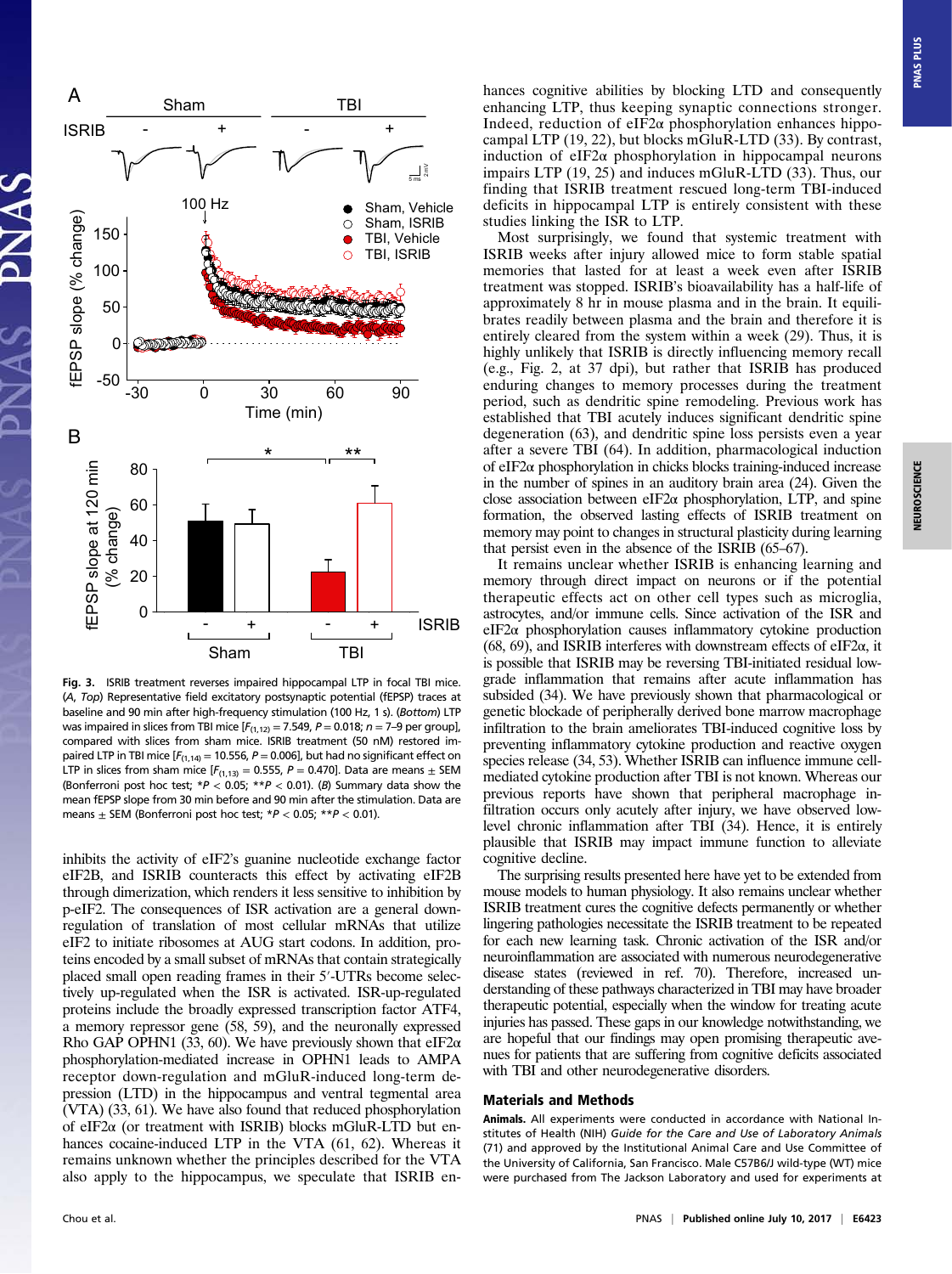Fig. 3. ISRIB treatment reverses impaired hippocampal LTP in focal TBI mice. (*A*, *Top*) Representative field excitatory postsynaptic potential (fEPSP) traces at baseline and 90 min after high-frequency stimulation (100 Hz, 1 s). (*Bottom*) LTP was impaired in slices from TBI mice [$F_{(1,12)}$ = 7.549, $P$ = 0.018; $n$ = 7–9 per group], compared with slices from sham mice. ISRIB treatment (50 nM) restored impaired LTP in TBI mice [$F_{(1,14)}$ = 10.556, $P$ = 0.006], but had no significant effect on LTP in slices from sham mice [$F_{(1,13)}$ = 0.555, $P$ = 0.470]. Data are means ± SEM (Bonferroni post hoc test; $*P < 0.05$; $**P < 0.01$). (*B*) Summary data show the mean fEPSP slope from 30 min before and 90 min after the stimulation. Data are means ± SEM (Bonferroni post hoc test; $*P < 0.05$; $**P < 0.01$).

inhibits the activity of eIF2's guanine nucleotide exchange factor eIF2B, and ISRIB counteracts this effect by activating eIF2B through dimerization, which renders it less sensitive to inhibition by p-eIF2. The consequences of ISR activation are a general down-regulation of translation of most cellular mRNAs that utilize eIF2 to initiate ribosomes at AUG start codons. In addition, proteins encoded by a small subset of mRNAs that contain strategically placed small open reading frames in their 5′-UTRs become selectively up-regulated when the ISR is activated. ISR-up-regulated proteins include the broadly expressed transcription factor ATF4, a memory repressor gene (58, 59), and the neuronally expressed Rho GAP OPHN1 (33, 60). We have previously shown that eIF2α phosphorylation-mediated increase in OPHN1 leads to AMPA receptor down-regulation and mGluR-induced long-term depression (LTD) in the hippocampus and ventral tegmental area (VTA) (33, 61). We have also found that reduced phosphorylation of eIF2α (or treatment with ISRIB) blocks mGluR-LTD but enhances cocaine-induced LTP in the VTA (61, 62). Whereas it remains unknown whether the principles described for the VTA also apply to the hippocampus, we speculate that ISRIB enhances cognitive abilities by blocking LTD and consequently enhancing LTP, thus keeping synaptic connections stronger. Indeed, reduction of eIF2α phosphorylation enhances hippocampal LTP (19, 22), but blocks mGluR-LTD (33). By contrast, induction of eIF2α phosphorylation in hippocampal neurons impairs LTP (19, 25) and induces mGluR-LTD (33). Thus, our finding that ISRIB treatment rescued long-term TBI-induced deficits in hippocampal LTP is entirely consistent with these studies linking the ISR to LTP.

Most surprisingly, we found that systemic treatment with ISRIB weeks after injury allowed mice to form stable spatial memories that lasted for at least a week after ISRIB treatment was stopped. ISRIB's bioavailability has a half-life of approximately 8 hr in mouse plasma and in the brain. It equilibrates readily between plasma and the brain and therefore it is entirely cleared from the system within a week (29). Thus, it is highly unlikely that ISRIB is directly influencing memory recall (e.g., Fig. 2, at 37 dpi), but rather that ISRIB has produced enduring changes to memory processes during the treatment period, such as dendritic spine remodeling. Previous work has established that TBI acutely induces significant dendritic spine degeneration (63), and dendritic spine loss persists even a year after a severe TBI (64). In addition, pharmacological induction of eIF2α phosphorylation in chicks blocks training-induced increase in the number of spines in an auditory brain area (24). Given the close association between eIF2α phosphorylation, LTP, and spine formation, the observed lasting effects of ISRIB treatment on memory may point to changes in structural plasticity during learning that persist even in the absence of the ISRIB (65–67).

It remains unclear whether ISRIB is enhancing learning and memory through direct impact on neurons or if the potential therapeutic effects act on other cell types such as microglia, astrocytes, and/or immune cells. Since activation of the ISR and eIF2α phosphorylation causes inflammatory cytokine production (68, 69), and ISRIB interferes with downstream effects of eIF2α, it is possible that ISRIB may be reversing TBI-initiated residual low-grade inflammation that remains after acute inflammation has subsided (34). We have previously shown that pharmacological or genetic blockade of peripherally derived bone marrow macrophage infiltration to the brain ameliorates TBI-induced cognitive loss by preventing inflammatory cytokine production and reactive oxygen species release (34, 53). Whether ISRIB can influence immune cell-mediated cytokine production after TBI is not known. Whereas our previous reports have shown that peripheral macrophage infiltration occurs only acutely after injury, we have observed low-level chronic inflammation after TBI (34). Hence, it is entirely plausible that ISRIB may impact immune function to alleviate cognitive decline.

The surprising results presented here have yet to be extended from mouse models to human physiology. It also remains unclear whether ISRIB treatment cures the cognitive defects permanently or whether lingering pathologies necessitate the ISRIB treatment to be repeated for each new learning task. Chronic activation of the ISR and/or neuroinflammation are associated with numerous neurodegenerative disease states (reviewed in ref. 70). Therefore, increased understanding of these pathways characterized in TBI may have broader therapeutic potential, especially when the window for treating acute injuries has passed. These gaps in our knowledge notwithstanding, we are hopeful that our findings may open promising therapeutic avenues for patients that are suffering from cognitive deficits associated with TBI and other neurodegenerative disorders.

## Materials and Methods

**Animals.** All experiments were conducted in accordance with National Institutes of Health (NIH) *Guide for the Care and Use of Laboratory Animals* (71) and approved by the Institutional Animal Care and Use Committee of the University of California, San Francisco. Male C57B6/J wild-type (WT) mice were purchased from The Jackson Laboratory and used for experiments at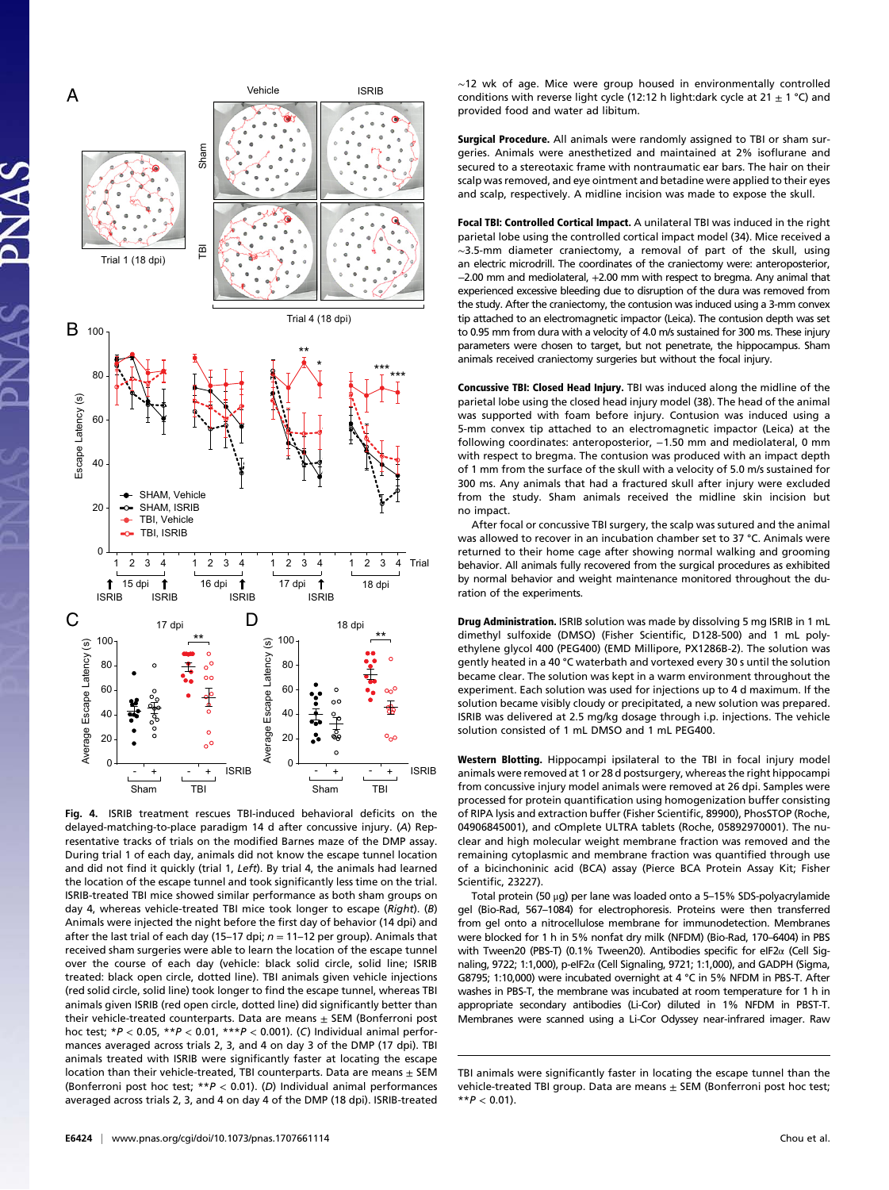Fig. 4. ISRIB treatment rescues TBI-induced behavioral deficits on the delayed-matching-to-place paradigm 14 d after concussive injury. (*A*) Representative tracks of trials on the modified Barnes maze of the DMP assay. During trial 1 of each day, animals did not know the escape tunnel location and did not find it quickly (trial 1, *Left*). By trial 4, the animals had learned the location of the escape tunnel and took significantly less time on the trial. ISRIB-treated TBI mice showed similar performance as both sham groups on day 4, whereas vehicle-treated TBI mice took longer to escape (*Right*). (*B*) Animals were injected the night before the first day of behavior (14 dpi) and after the last trial of each day (15–17 dpi; *n* = 11–12 per group). Animals that received sham surgeries were able to learn the location of the escape tunnel over the course of each day (vehicle: black solid circle, solid line; ISRIB treated: black open circle, dotted line). TBI animals given vehicle injections (red solid circle, solid line) took longer to find the escape tunnel, whereas TBI animals given ISRIB (red open circle, dotted line) did significantly better than their vehicle-treated counterparts. Data are means ± SEM (Bonferroni post hoc test; \**P* < 0.05, \*\**P* < 0.01, \*\*\**P* < 0.001). (*C*) Individual animal performances averaged across trials 2, 3, and 4 on day 3 of the DMP (17 dpi). TBI animals treated with ISRIB were significantly faster at locating the escape location than their vehicle-treated, TBI counterparts. Data are means ± SEM (Bonferroni post hoc test; \*\**P* < 0.01). (*D*) Individual animal performances averaged across trials 2, 3, and 4 on day 4 of the DMP (18 dpi). ISRIB-treated TBI animals were significantly faster in locating the escape tunnel than the vehicle-treated TBI group. Data are means ± SEM (Bonferroni post hoc test; \*\**P* < 0.01).

~12 wk of age. Mice were group housed in environmentally controlled conditions with reverse light cycle (12:12 h light:dark cycle at 21 ± 1 °C) and provided food and water ad libitum.

**Surgical Procedure.** All animals were randomly assigned to TBI or sham surgeries. Animals were anesthetized and maintained at 2% isoflurane and secured to a stereotaxic frame with nontraumatic ear bars. The hair on their scalp was removed, and eye ointment and betadine were applied to their eyes and scalp, respectively. A midline incision was made to expose the skull.

**Focal TBI: Controlled Cortical Impact.** A unilateral TBI was induced in the right parietal lobe using the controlled cortical impact model (34). Mice received a ~3.5-mm diameter craniectomy, a removal of part of the skull, using an electric microdrill. The coordinates of the craniectomy were: anteroposterior, −2.00 mm and mediolateral, +2.00 mm with respect to bregma. Any animal that experienced excessive bleeding due to disruption of the dura was removed from the study. After the craniectomy, the contusion was induced using a 3-mm convex tip attached to an electromagnetic impactor (Leica). The contusion depth was set to 0.95 mm from dura with a velocity of 4.0 m/s sustained for 300 ms. These injury parameters were chosen to target, but not penetrate, the hippocampus. Sham animals received craniectomy surgeries but without the focal injury.

**Concussive TBI: Closed Head Injury.** TBI was induced along the midline of the parietal lobe using the closed head injury model (38). The head of the animal was supported with foam before injury. Contusion was induced using a 5-mm convex tip attached to an electromagnetic impactor (Leica) at the following coordinates: anteroposterior, −1.50 mm and mediolateral, 0 mm with respect to bregma. The contusion was produced with an impact depth of 1 mm from the surface of the skull with a velocity of 5.0 m/s sustained for 300 ms. Any animals that had a fractured skull after injury were excluded from the study. Sham animals received the midline skin incision but no impact.

After focal or concussive TBI surgery, the scalp was sutured and the animal was allowed to recover in an incubation chamber set to 37 °C. Animals were returned to their home cage after showing normal walking and grooming behavior. All animals fully recovered from the surgical procedures as exhibited by normal behavior and weight maintenance monitored throughout the duration of the experiments.

**Drug Administration.** ISRIB solution was made by dissolving 5 mg ISRIB in 1 mL dimethyl sulfoxide (DMSO) (Fisher Scientific, D128-500) and 1 mL polyethylene glycol 400 (PEG400) (EMD Millipore, PX1286B-2). The solution was gently heated in a 40 °C waterbath and vortexed every 30 s until the solution became clear. The solution was kept in a warm environment throughout the experiment. Each solution was used for injections up to 4 d maximum. If the solution became visibly cloudy or precipitated, a new solution was prepared. ISRIB was delivered at 2.5 mg/kg dosage through i.p. injections. The vehicle solution consisted of 1 mL DMSO and 1 mL PEG400.

**Western Blotting.** Hippocampi ipsilateral to the TBI in focal injury model animals were removed at 1 or 28 d postsurgery, whereas the right hippocampi from concussive injury model animals were removed at 26 dpi. Samples were processed for protein quantification using homogenization buffer consisting of RIPA lysis and extraction buffer (Fisher Scientific, 89900), PhosSTOP (Roche, 04906845001), and cOmplete ULTRA tablets (Roche, 05892970001). The nuclear and high molecular weight membrane fraction was removed and the remaining cytoplasmic and membrane fraction was quantified through use of a bicinchoninic acid (BCA) assay (Pierce BCA Protein Assay Kit; Fisher Scientific, 23227).

Total protein (50 μg) per lane was loaded onto a 5–15% SDS-polyacrylamide gel (Bio-Rad, 567–1084) for electrophoresis. Proteins were then transferred from gel onto a nitrocellulose membrane for immunodetection. Membranes were blocked for 1 h in 5% nonfat dry milk (NFDM) (Bio-Rad, 170–6404) in PBS with Tween20 (PBS-T) (0.1% Tween20). Antibodies specific for eIF2α (Cell Signaling, 9722; 1:1,000), p-eIF2α (Cell Signaling, 9721; 1:1,000), and GADPH (Sigma, G8795; 1:10,000) were incubated overnight at 4 °C in 5% NFDM in PBS-T. After washes in PBS-T, the membrane was incubated at room temperature for 1 h in appropriate secondary antibodies (Li-Cor) diluted in 1% NFDM in PBST-T. Membranes were scanned using a Li-Cor Odyssey near-infrared imager. Raw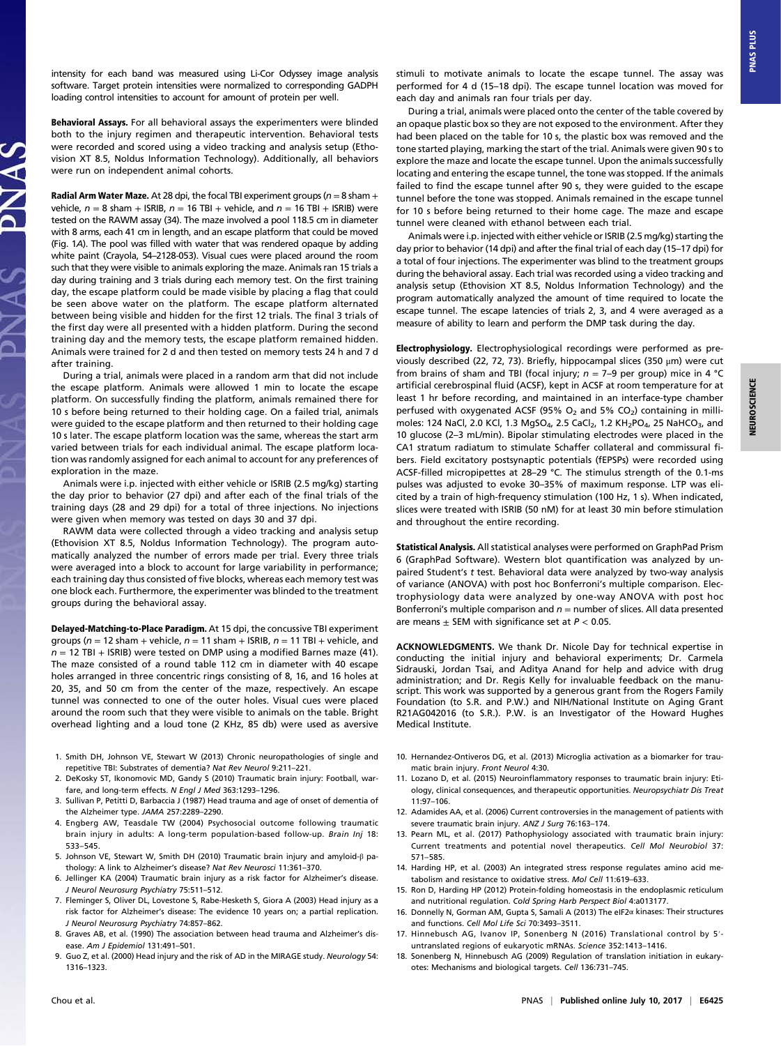intensity for each band was measured using Li-Cor Odyssey image analysis software. Target protein intensities were normalized to corresponding GADPH loading control intensities to account for amount of protein per well.

**Behavioral Assays.** For all behavioral assays the experimenters were blinded both to the injury regimen and therapeutic intervention. Behavioral tests were recorded and scored using a video tracking and analysis setup (Ethovision XT 8.5, Noldus Information Technology). Additionally, all behaviors were run on independent animal cohorts.

**Radial Arm Water Maze.** At 28 dpi, the focal TBI experiment groups ($n = 8$ sham + vehicle, $n = 8$ sham + ISRIB, $n = 16$ TBI + vehicle, and $n = 16$ TBI + ISRIB) were tested on the RAWM assay (34). The maze involved a pool 118.5 cm in diameter with 8 arms, each 41 cm in length, and an escape platform that could be moved (Fig. 1*A*). The pool was filled with water that was rendered opaque by adding white paint (Crayola, 54–2128-053). Visual cues were placed around the room such that they were visible to animals exploring the maze. Animals ran 15 trials a day during training and 3 trials during each memory test. On the first training day, the escape platform could be made visible by placing a flag that could be seen above water on the platform. The escape platform alternated between being visible and hidden for the first 12 trials. The final 3 trials of the first day were all presented with a hidden platform. During the second training day and the memory tests, the escape platform remained hidden. Animals were trained for 2 d and then tested on memory tests 24 h and 7 d after training.

During a trial, animals were placed in a random arm that did not include the escape platform. Animals were allowed 1 min to locate the escape platform. On successfully finding the platform, animals remained there for 10 s before being returned to their holding cage. On a failed trial, animals were guided to the escape platform and then returned to their holding cage 10 s later. The escape platform location was the same, whereas the start arm varied between trials for each individual animal. The escape platform location was randomly assigned for each animal to account for any preferences of exploration in the maze.

Animals were i.p. injected with either vehicle or ISRIB (2.5 mg/kg) starting the day prior to behavior (27 dpi) and after each of the final trials of the training days (28 and 29 dpi) for a total of three injections. No injections were given when memory was tested on days 30 and 37 dpi.

RAWM data were collected through a video tracking and analysis setup (Ethovision XT 8.5, Noldus Information Technology). The program automatically analyzed the number of errors made per trial. Every three trials were averaged into a block to account for large variability in performance; each training day thus consisted of five blocks, whereas each memory test was one block each. Furthermore, the experimenter was blinded to the treatment groups during the behavioral assay.

**Delayed-Matching-to-Place Paradigm.** At 15 dpi, the concussive TBI experiment groups ($n = 12$ sham + vehicle, $n = 11$ sham + ISRIB, $n = 11$ TBI + vehicle, and $n = 12$ TBI + ISRIB) were tested on DMP using a modified Barnes maze (41). The maze consisted of a round table 112 cm in diameter with 40 escape holes arranged in three concentric rings consisting of 8, 16, and 16 holes at 20, 35, and 50 cm from the center of the maze, respectively. An escape tunnel was connected to one of the outer holes. Visual cues were placed around the room such that they were visible to animals on the table. Bright overhead lighting and a loud tone (2 KHz, 85 db) were used as aversive stimuli to motivate animals to locate the escape tunnel. The assay was performed for 4 d (15–18 dpi). The escape tunnel location was moved for each day and animals ran four trials per day.

During a trial, animals were placed onto the center of the table covered by an opaque plastic box so they are not exposed to the environment. After they had been placed on the table for 10 s, the plastic box was removed and the tone started playing, marking the start of the trial. Animals were given 90 s to explore the maze and locate the escape tunnel. Upon the animals successfully locating and entering the escape tunnel, the tone was stopped. If the animals failed to find the escape tunnel after 90 s, they were guided to the escape tunnel before the tone was stopped. Animals remained in the escape tunnel for 10 s before being returned to their home cage. The maze and escape tunnel were cleaned with ethanol between each trial.

Animals were i.p. injected with either vehicle or ISRIB (2.5 mg/kg) starting the day prior to behavior (14 dpi) and after the final trial of each day (15–17 dpi) for a total of four injections. The experimenter was blind to the treatment groups during the behavioral assay. Each trial was recorded using a video tracking and analysis setup (Ethovision XT 8.5, Noldus Information Technology) and the program automatically analyzed the amount of time required to locate the escape tunnel. The escape latencies of trials 2, 3, and 4 were averaged as a measure of ability to learn and perform the DMP task during the day.

**Electrophysiology.** Electrophysiological recordings were performed as previously described (22, 72, 73). Briefly, hippocampal slices (350 μm) were cut from brains of sham and TBI (focal injury; $n = 7$–9 per group) mice in 4 °C artificial cerebrospinal fluid (ACSF), kept in ACSF at room temperature for at least 1 hr before recording, and maintained in an interface-type chamber perfused with oxygenated ACSF (95% $O_2$ and 5% $CO_2$) containing in millimoles: 124 NaCl, 2.0 KCl, 1.3 $MgSO_4$, 2.5 $CaCl_2$, 1.2 $KH_2PO_4$, 25 $NaHCO_3$, and 10 glucose (2–3 mL/min). Bipolar stimulating electrodes were placed in the CA1 stratum radiatum to stimulate Schaffer collateral and commissural fibers. Field excitatory postsynaptic potentials (fEPSPs) were recorded using ACSF-filled micropipettes at 28–29 °C. The stimulus strength of the 0.1-ms pulses was adjusted to evoke 30–35% of maximum response. LTP was elicited by a train of high-frequency stimulation (100 Hz, 1 s). When indicated, slices were treated with ISRIB (50 nM) for at least 30 min before stimulation and throughout the entire recording.

**Statistical Analysis.** All statistical analyses were performed on GraphPad Prism 6 (GraphPad Software). Western blot quantification was analyzed by unpaired Student's *t* test. Behavioral data were analyzed by two-way analysis of variance (ANOVA) with post hoc Bonferroni's multiple comparison. Electrophysiology data were analyzed by one-way ANOVA with post hoc Bonferroni's multiple comparison and $n$ = number of slices. All data presented are means ± SEM with significance set at $P < 0.05$.

**ACKNOWLEDGMENTS.** We thank Dr. Nicole Day for technical expertise in conducting the initial injury and behavioral experiments; Dr. Carmela Sidrauski, Jordan Tsai, and Aditya Anand for help and advice with drug administration; and Dr. Regis Kelly for invaluable feedback on the manuscript. This work was supported by a generous grant from the Rogers Family Foundation (to S.R. and P.W.) and NIH/National Institute on Aging Grant R21AG042016 (to S.R.). P.W. is an Investigator of the Howard Hughes Medical Institute.

1. Smith DH, Johnson VE, Stewart W (2013) Chronic neuropathologies of single and repetitive TBI: Substrates of dementia? *Nat Rev Neurol* 9:211–221.
2. DeKosky ST, Ikonomovic MD, Gandy S (2010) Traumatic brain injury: Football, warfare, and long-term effects. *N Engl J Med* 363:1293–1296.
3. Sullivan P, Petitti D, Barbaccia J (1987) Head trauma and age of onset of dementia of the Alzheimer type. *JAMA* 257:2289–2290.
4. Engberg AW, Teasdale TW (2004) Psychosocial outcome following traumatic brain injury in adults: A long-term population-based follow-up. *Brain Inj* 18: 533–545.
5. Johnson VE, Stewart W, Smith DH (2010) Traumatic brain injury and amyloid-β pathology: A link to Alzheimer's disease? *Nat Rev Neurosci* 11:361–370.
6. Jellinger KA (2004) Traumatic brain injury as a risk factor for Alzheimer's disease. *J Neurol Neurosurg Psychiatry* 75:511–512.
7. Fleminger S, Oliver DL, Lovestone S, Rabe-Hesketh S, Giora A (2003) Head injury as a risk factor for Alzheimer's disease: The evidence 10 years on; a partial replication. *J Neurol Neurosurg Psychiatry* 74:857–862.
8. Graves AB, et al. (1990) The association between head trauma and Alzheimer's disease. *Am J Epidemiol* 131:491–501.
9. Guo Z, et al. (2000) Head injury and the risk of AD in the MIRAGE study. *Neurology* 54: 1316–1323.
10. Hernandez-Ontiveros DG, et al. (2013) Microglia activation as a biomarker for traumatic brain injury. *Front Neurol* 4:30.
11. Lozano D, et al. (2015) Neuroinflammatory responses to traumatic brain injury: Etiology, clinical consequences, and therapeutic opportunities. *Neuropsychiatr Dis Treat* 11:97–106.
12. Adamides AA, et al. (2006) Current controversies in the management of patients with severe traumatic brain injury. *ANZ J Surg* 76:163–174.
13. Pearn ML, et al. (2017) Pathophysiology associated with traumatic brain injury: Current treatments and potential novel therapeutics. *Cell Mol Neurobiol* 37: 571–585.
14. Harding HP, et al. (2003) An integrated stress response regulates amino acid metabolism and resistance to oxidative stress. *Mol Cell* 11:619–633.
15. Ron D, Harding HP (2012) Protein-folding homeostasis in the endoplasmic reticulum and nutritional regulation. *Cold Spring Harb Perspect Biol* 4:a013177.
16. Donnelly N, Gorman AM, Gupta S, Samali A (2013) The eIF2α kinases: Their structures and functions. *Cell Mol Life Sci* 70:3493–3511.
17. Hinnebusch AG, Ivanov IP, Sonenberg N (2016) Translational control by 5′-untranslated regions of eukaryotic mRNAs. *Science* 352:1413–1416.
18. Sonenberg N, Hinnebusch AG (2009) Regulation of translation initiation in eukaryotes: Mechanisms and biological targets. *Cell* 136:731–745.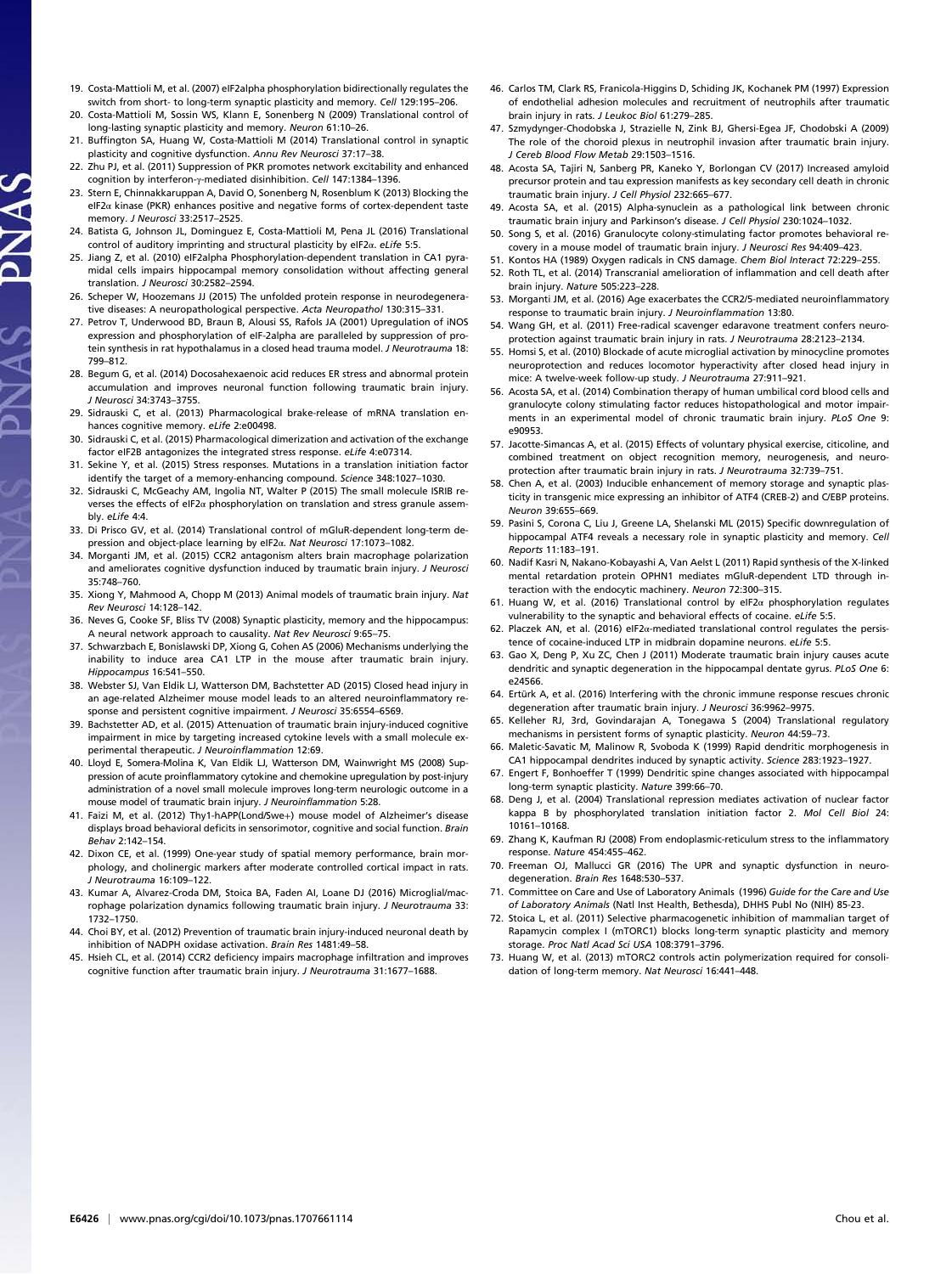19. Costa-Mattioli M, et al. (2007) eIF2alpha phosphorylation bidirectionally regulates the switch from short- to long-term synaptic plasticity and memory. *Cell* 129:195–206.
20. Costa-Mattioli M, Sossin WS, Klann E, Sonenberg N (2009) Translational control of long-lasting synaptic plasticity and memory. *Neuron* 61:10–26.
21. Buffington SA, Huang W, Costa-Mattioli M (2014) Translational control in synaptic plasticity and cognitive dysfunction. *Annu Rev Neurosci* 37:17–38.
22. Zhu PJ, et al. (2011) Suppression of PKR promotes network excitability and enhanced cognition by interferon-γ-mediated disinhibition. *Cell* 147:1384–1396.
23. Stern E, Chinnakkaruppan A, David O, Sonenberg N, Rosenblum K (2013) Blocking the eIF2α kinase (PKR) enhances positive and negative forms of cortex-dependent taste memory. *J Neurosci* 33:2517–2525.
24. Batista G, Johnson JL, Dominguez E, Costa-Mattioli M, Pena JL (2016) Translational control of auditory imprinting and structural plasticity by eIF2α. *eLife* 5:5.
25. Jiang Z, et al. (2010) eIF2alpha Phosphorylation-dependent translation in CA1 pyramidal cells impairs hippocampal memory consolidation without affecting general translation. *J Neurosci* 30:2582–2594.
26. Scheper W, Hoozemans JJ (2015) The unfolded protein response in neurodegenerative diseases: A neuropathological perspective. *Acta Neuropathol* 130:315–331.
27. Petrov T, Underwood BD, Braun B, Alousi SS, Rafols JA (2001) Upregulation of iNOS expression and phosphorylation of eIF-2alpha are paralleled by suppression of protein synthesis in rat hypothalamus in a closed head trauma model. *J Neurotrauma* 18: 799–812.
28. Begum G, et al. (2014) Docosahexaenoic acid reduces ER stress and abnormal protein accumulation and improves neuronal function following traumatic brain injury. *J Neurosci* 34:3743–3755.
29. Sidrauski C, et al. (2013) Pharmacological brake-release of mRNA translation enhances cognitive memory. *eLife* 2:e00498.
30. Sidrauski C, et al. (2015) Pharmacological dimerization and activation of the exchange factor eIF2B antagonizes the integrated stress response. *eLife* 4:e07314.
31. Sekine Y, et al. (2015) Stress responses. Mutations in a translation initiation factor identify the target of a memory-enhancing compound. *Science* 348:1027–1030.
32. Sidrauski C, McGeachy AM, Ingolia NT, Walter P (2015) The small molecule ISRIB reverses the effects of eIF2α phosphorylation on translation and stress granule assembly. *eLife* 4:4.
33. Di Prisco GV, et al. (2014) Translational control of mGluR-dependent long-term depression and object-place learning by eIF2α. *Nat Neurosci* 17:1073–1082.
34. Morganti JM, et al. (2015) CCR2 antagonism alters brain macrophage polarization and ameliorates cognitive dysfunction induced by traumatic brain injury. *J Neurosci* 35:748–760.
35. Xiong Y, Mahmood A, Chopp M (2013) Animal models of traumatic brain injury. *Nat Rev Neurosci* 14:128–142.
36. Neves G, Cooke SF, Bliss TV (2008) Synaptic plasticity, memory and the hippocampus: A neural network approach to causality. *Nat Rev Neurosci* 9:65–75.
37. Schwarzbach E, Bonislawski DP, Xiong G, Cohen AS (2006) Mechanisms underlying the inability to induce area CA1 LTP in the mouse after traumatic brain injury. *Hippocampus* 16:541–550.
38. Webster SJ, Van Eldik LJ, Watterson DM, Bachstetter AD (2015) Closed head injury in an age-related Alzheimer mouse model leads to an altered neuroinflammatory response and persistent cognitive impairment. *J Neurosci* 35:6554–6569.
39. Bachstetter AD, et al. (2015) Attenuation of traumatic brain injury-induced cognitive impairment in mice by targeting increased cytokine levels with a small molecule experimental therapeutic. *J Neuroinflammation* 12:69.
40. Lloyd E, Somera-Molina K, Van Eldik LJ, Watterson DM, Wainwright MS (2008) Suppression of acute proinflammatory cytokine and chemokine upregulation by post-injury administration of a novel small molecule improves long-term neurologic outcome in a mouse model of traumatic brain injury. *J Neuroinflammation* 5:28.
41. Faizi M, et al. (2012) Thy1-hAPP(Lond/Swe+) mouse model of Alzheimer's disease displays broad behavioral deficits in sensorimotor, cognitive and social function. *Brain Behav* 2:142–154.
42. Dixon CE, et al. (1999) One-year study of spatial memory performance, brain morphology, and cholinergic markers after moderate controlled cortical impact in rats. *J Neurotrauma* 16:109–122.
43. Kumar A, Alvarez-Croda DM, Stoica BA, Faden AI, Loane DJ (2016) Microglial/macrophage polarization dynamics following traumatic brain injury. *J Neurotrauma* 33: 1732–1750.
44. Choi BY, et al. (2012) Prevention of traumatic brain injury-induced neuronal death by inhibition of NADPH oxidase activation. *Brain Res* 1481:49–58.
45. Hsieh CL, et al. (2014) CCR2 deficiency impairs macrophage infiltration and improves cognitive function after traumatic brain injury. *J Neurotrauma* 31:1677–1688.
46. Carlos TM, Clark RS, Franicola-Higgins D, Schiding JK, Kochanek PM (1997) Expression of endothelial adhesion molecules and recruitment of neutrophils after traumatic brain injury in rats. *J Leukoc Biol* 61:279–285.
47. Szmydynger-Chodobska J, Strazielle N, Zink BJ, Ghersi-Egea JF, Chodobski A (2009) The role of the choroid plexus in neutrophil invasion after traumatic brain injury. *J Cereb Blood Flow Metab* 29:1503–1516.
48. Acosta SA, Tajiri N, Sanberg PR, Kaneko Y, Borlongan CV (2017) Increased amyloid precursor protein and tau expression manifests as key secondary cell death in chronic traumatic brain injury. *J Cell Physiol* 232:665–677.
49. Acosta SA, et al. (2015) Alpha-synuclein as a pathological link between chronic traumatic brain injury and Parkinson's disease. *J Cell Physiol* 230:1024–1032.
50. Song S, et al. (2016) Granulocyte colony-stimulating factor promotes behavioral recovery in a mouse model of traumatic brain injury. *J Neurosci Res* 94:409–423.
51. Kontos HA (1989) Oxygen radicals in CNS damage. *Chem Biol Interact* 72:229–255.
52. Roth TL, et al. (2014) Transcranial amelioration of inflammation and cell death after brain injury. *Nature* 505:223–228.
53. Morganti JM, et al. (2016) Age exacerbates the CCR2/5-mediated neuroinflammatory response to traumatic brain injury. *J Neuroinflammation* 13:80.
54. Wang GH, et al. (2011) Free-radical scavenger edaravone treatment confers neuroprotection against traumatic brain injury in rats. *J Neurotrauma* 28:2123–2134.
55. Homsi S, et al. (2010) Blockade of acute microglial activation by minocycline promotes neuroprotection and reduces locomotor hyperactivity after closed head injury in mice: A twelve-week follow-up study. *J Neurotrauma* 27:911–921.
56. Acosta SA, et al. (2014) Combination therapy of human umbilical cord blood cells and granulocyte colony stimulating factor reduces histopathological and motor impairments in an experimental model of chronic traumatic brain injury. *PLoS One* 9: e90953.
57. Jacotte-Simancas A, et al. (2015) Effects of voluntary physical exercise, citicoline, and combined treatment on object recognition memory, neurogenesis, and neuroprotection after traumatic brain injury in rats. *J Neurotrauma* 32:739–751.
58. Chen A, et al. (2003) Inducible enhancement of memory storage and synaptic plasticity in transgenic mice expressing an inhibitor of ATF4 (CREB-2) and C/EBP proteins. *Neuron* 39:655–669.
59. Pasini S, Corona C, Liu J, Greene LA, Shelanski ML (2015) Specific downregulation of hippocampal ATF4 reveals a necessary role in synaptic plasticity and memory. *Cell Reports* 11:183–191.
60. Nadif Kasri N, Nakano-Kobayashi A, Van Aelst L (2011) Rapid synthesis of the X-linked mental retardation protein OPHN1 mediates mGluR-dependent LTD through interaction with the endocytic machinery. *Neuron* 72:300–315.
61. Huang W, et al. (2016) Translational control by eIF2α phosphorylation regulates vulnerability to the synaptic and behavioral effects of cocaine. *eLife* 5:5.
62. Placzek AN, et al. (2016) eIF2α-mediated translational control regulates the persistence of cocaine-induced LTP in midbrain dopamine neurons. *eLife* 5:5.
63. Gao X, Deng P, Xu ZC, Chen J (2011) Moderate traumatic brain injury causes acute dendritic and synaptic degeneration in the hippocampal dentate gyrus. *PLoS One* 6: e24566.
64. Ertürk A, et al. (2016) Interfering with the chronic immune response rescues chronic degeneration after traumatic brain injury. *J Neurosci* 36:9962–9975.
65. Kelleher RJ, 3rd, Govindarajan A, Tonegawa S (2004) Translational regulatory mechanisms in persistent forms of synaptic plasticity. *Neuron* 44:59–73.
66. Maletic-Savatic M, Malinow R, Svoboda K (1999) Rapid dendritic morphogenesis in CA1 hippocampal dendrites induced by synaptic activity. *Science* 283:1923–1927.
67. Engert F, Bonhoeffer T (1999) Dendritic spine changes associated with hippocampal long-term synaptic plasticity. *Nature* 399:66–70.
68. Deng J, et al. (2004) Translational repression mediates activation of nuclear factor kappa B by phosphorylated translation initiation factor 2. *Mol Cell Biol* 24: 10161–10168.
69. Zhang K, Kaufman RJ (2008) From endoplasmic-reticulum stress to the inflammatory response. *Nature* 454:455–462.
70. Freeman OJ, Mallucci GR (2016) The UPR and synaptic dysfunction in neurodegeneration. *Brain Res* 1648:530–537.
71. Committee on Care and Use of Laboratory Animals (1996) *Guide for the Care and Use of Laboratory Animals* (Natl Inst Health, Bethesda), DHHS Publ No (NIH) 85-23.
72. Stoica L, et al. (2011) Selective pharmacogenetic inhibition of mammalian target of Rapamycin complex I (mTORC1) blocks long-term synaptic plasticity and memory storage. *Proc Natl Acad Sci USA* 108:3791–3796.
73. Huang W, et al. (2013) mTORC2 controls actin polymerization required for consolidation of long-term memory. *Nat Neurosci* 16:441–448.